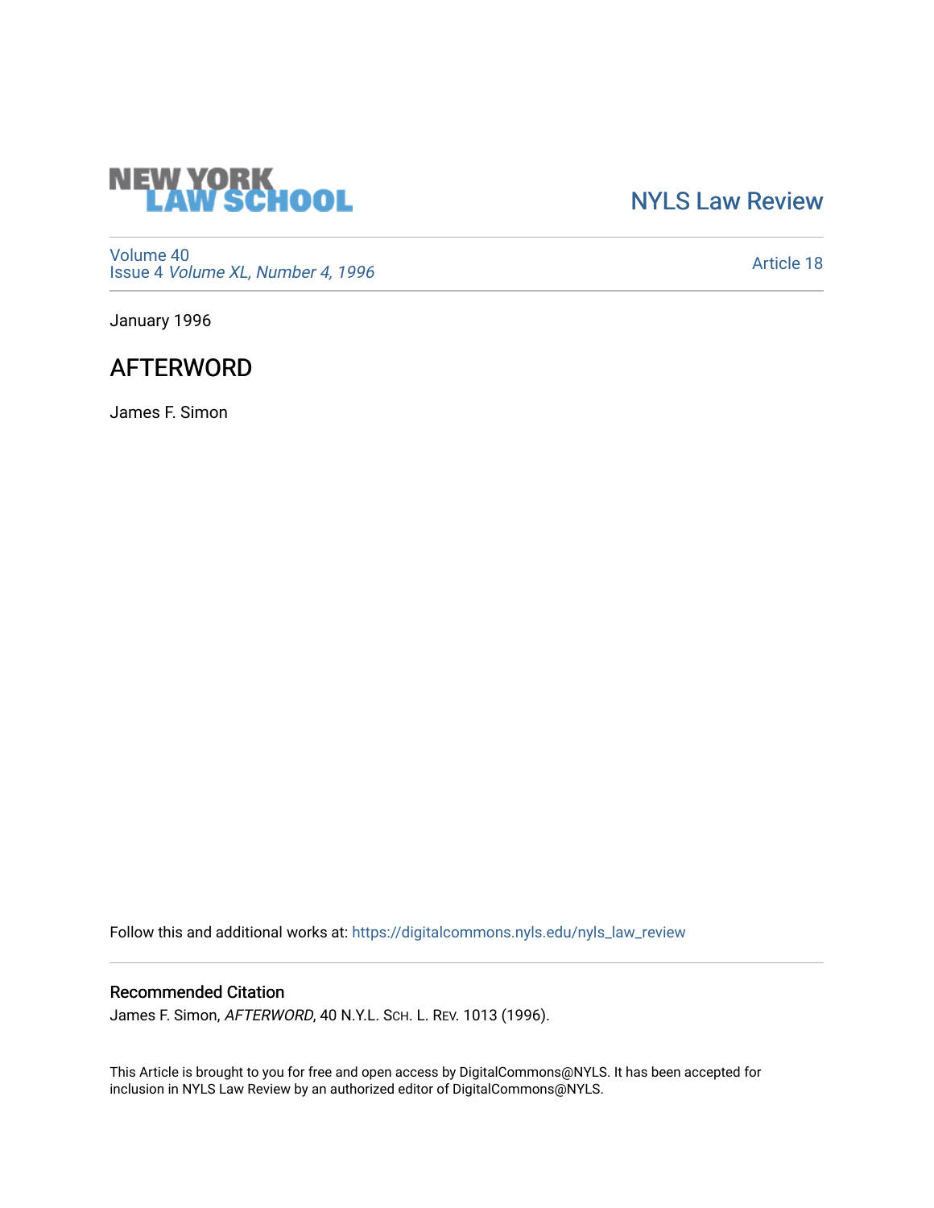NEW YORK LAW SCHOOL

NYLS Law Review

Volume 40
Issue 4 *Volume XL, Number 4, 1996*

Article 18

January 1996

# AFTERWORD

James F. Simon

Follow this and additional works at: https://digitalcommons.nyls.edu/nyls_law_review

## Recommended Citation

James F. Simon, *AFTERWORD*, 40 N.Y.L. SCH. L. REV. 1013 (1996).

This Article is brought to you for free and open access by DigitalCommons@NYLS. It has been accepted for inclusion in NYLS Law Review by an authorized editor of DigitalCommons@NYLS.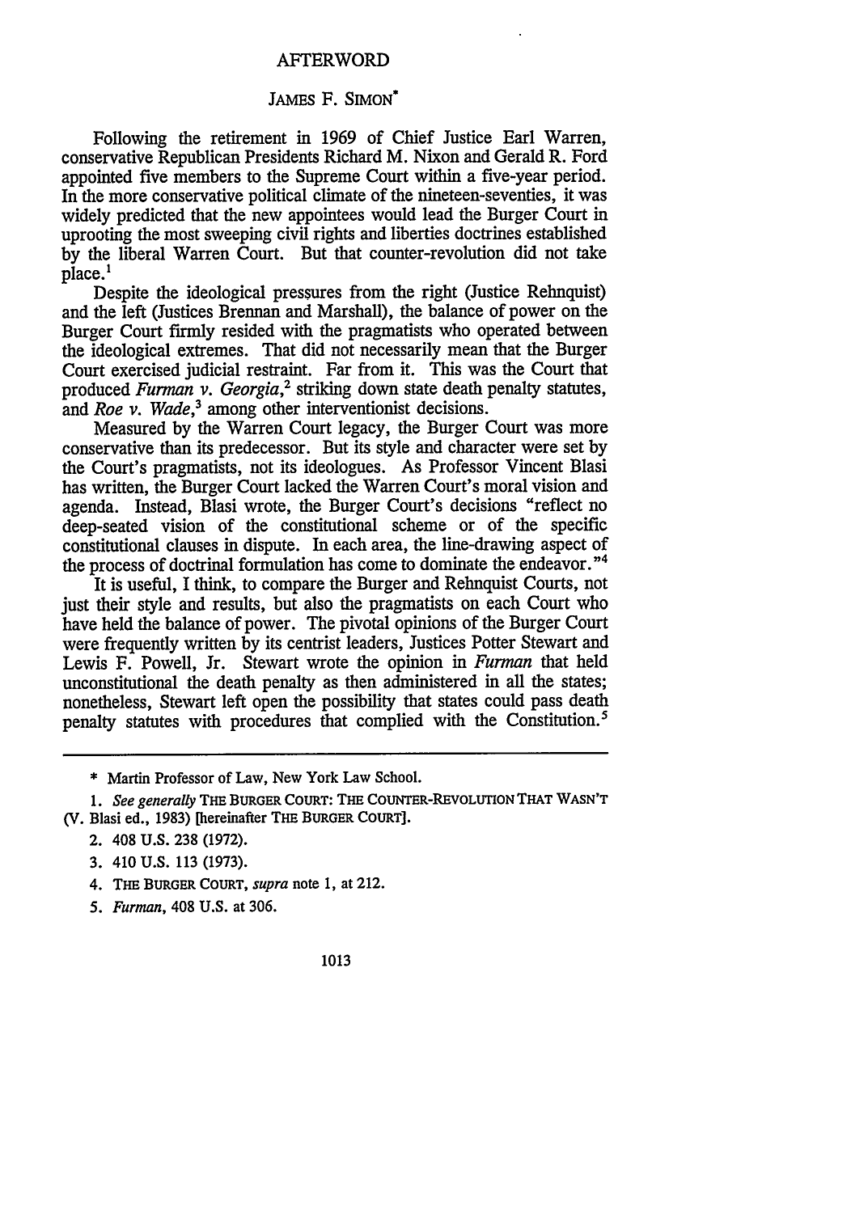# AFTERWORD

## JAMES F. SIMON*

Following the retirement in 1969 of Chief Justice Earl Warren, conservative Republican Presidents Richard M. Nixon and Gerald R. Ford appointed five members to the Supreme Court within a five-year period. In the more conservative political climate of the nineteen-seventies, it was widely predicted that the new appointees would lead the Burger Court in uprooting the most sweeping civil rights and liberties doctrines established by the liberal Warren Court. But that counter-revolution did not take place.[1]

Despite the ideological pressures from the right (Justice Rehnquist) and the left (Justices Brennan and Marshall), the balance of power on the Burger Court firmly resided with the pragmatists who operated between the ideological extremes. That did not necessarily mean that the Burger Court exercised judicial restraint. Far from it. This was the Court that produced *Furman v. Georgia*,[2] striking down state death penalty statutes, and *Roe v. Wade*,[3] among other interventionist decisions.

Measured by the Warren Court legacy, the Burger Court was more conservative than its predecessor. But its style and character were set by the Court's pragmatists, not its ideologues. As Professor Vincent Blasi has written, the Burger Court lacked the Warren Court's moral vision and agenda. Instead, Blasi wrote, the Burger Court's decisions "reflect no deep-seated vision of the constitutional scheme or of the specific constitutional clauses in dispute. In each area, the line-drawing aspect of the process of doctrinal formulation has come to dominate the endeavor."[4]

It is useful, I think, to compare the Burger and Rehnquist Courts, not just their style and results, but also the pragmatists on each Court who have held the balance of power. The pivotal opinions of the Burger Court were frequently written by its centrist leaders, Justices Potter Stewart and Lewis F. Powell, Jr. Stewart wrote the opinion in *Furman* that held unconstitutional the death penalty as then administered in all the states; nonetheless, Stewart left open the possibility that states could pass death penalty statutes with procedures that complied with the Constitution.[5]

---

\* Martin Professor of Law, New York Law School.

1. *See generally* THE BURGER COURT: THE COUNTER-REVOLUTION THAT WASN'T (V. Blasi ed., 1983) [hereinafter THE BURGER COURT].

2. 408 U.S. 238 (1972).

3. 410 U.S. 113 (1973).

4. THE BURGER COURT, *supra* note 1, at 212.

5. *Furman*, 408 U.S. at 306.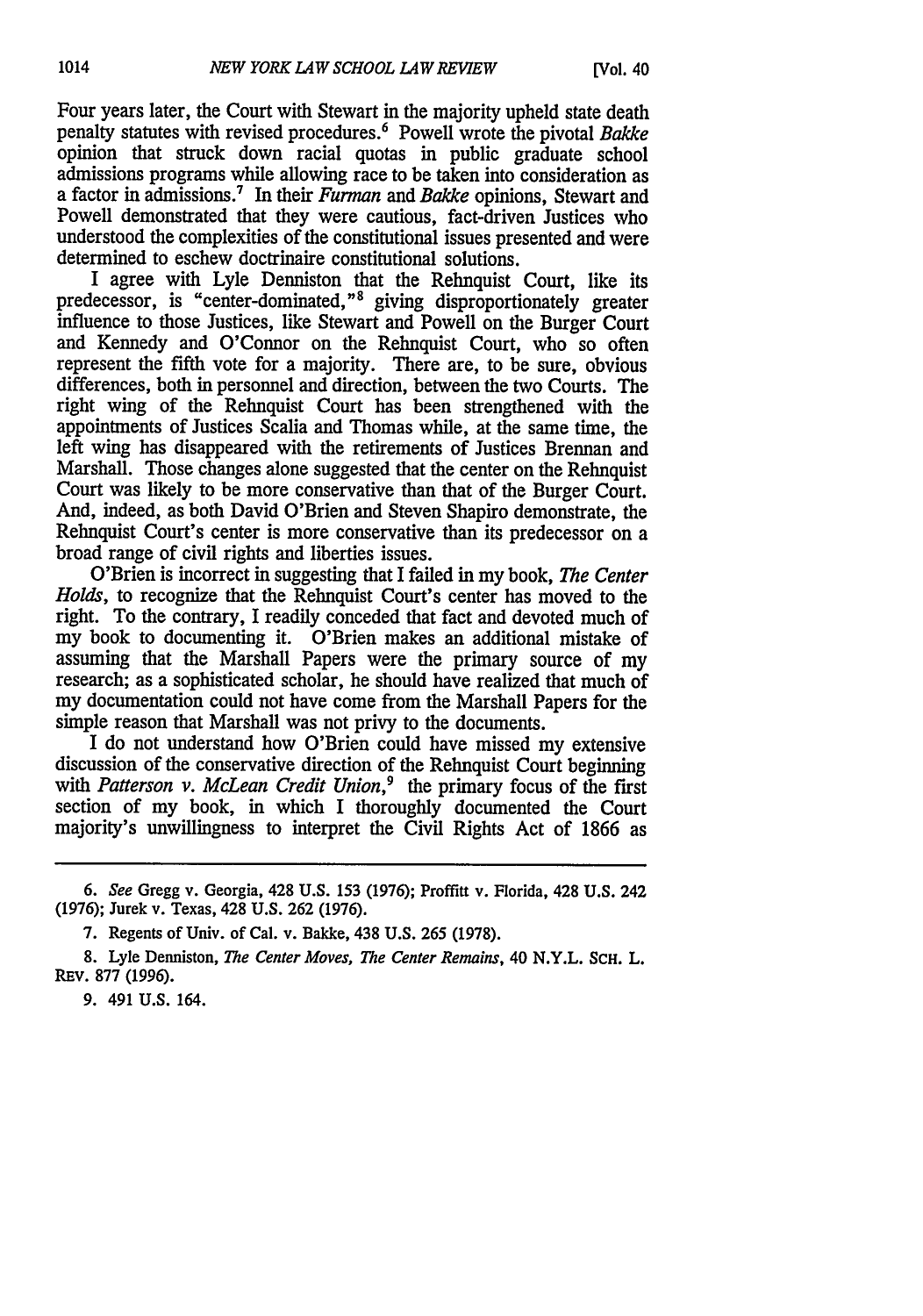Four years later, the Court with Stewart in the majority upheld state death penalty statutes with revised procedures.[6] Powell wrote the pivotal *Bakke* opinion that struck down racial quotas in public graduate school admissions programs while allowing race to be taken into consideration as a factor in admissions.[7] In their *Furman* and *Bakke* opinions, Stewart and Powell demonstrated that they were cautious, fact-driven Justices who understood the complexities of the constitutional issues presented and were determined to eschew doctrinaire constitutional solutions.

I agree with Lyle Denniston that the Rehnquist Court, like its predecessor, is "center-dominated,"[8] giving disproportionately greater influence to those Justices, like Stewart and Powell on the Burger Court and Kennedy and O'Connor on the Rehnquist Court, who so often represent the fifth vote for a majority. There are, to be sure, obvious differences, both in personnel and direction, between the two Courts. The right wing of the Rehnquist Court has been strengthened with the appointments of Justices Scalia and Thomas while, at the same time, the left wing has disappeared with the retirements of Justices Brennan and Marshall. Those changes alone suggested that the center on the Rehnquist Court was likely to be more conservative than that of the Burger Court. And, indeed, as both David O'Brien and Steven Shapiro demonstrate, the Rehnquist Court's center is more conservative than its predecessor on a broad range of civil rights and liberties issues.

O'Brien is incorrect in suggesting that I failed in my book, *The Center Holds*, to recognize that the Rehnquist Court's center has moved to the right. To the contrary, I readily conceded that fact and devoted much of my book to documenting it. O'Brien makes an additional mistake of assuming that the Marshall Papers were the primary source of my research; as a sophisticated scholar, he should have realized that much of my documentation could not have come from the Marshall Papers for the simple reason that Marshall was not privy to the documents.

I do not understand how O'Brien could have missed my extensive discussion of the conservative direction of the Rehnquist Court beginning with *Patterson v. McLean Credit Union*,[9] the primary focus of the first section of my book, in which I thoroughly documented the Court majority's unwillingness to interpret the Civil Rights Act of 1866 as

---

6. *See* Gregg v. Georgia, 428 U.S. 153 (1976); Proffitt v. Florida, 428 U.S. 242 (1976); Jurek v. Texas, 428 U.S. 262 (1976).

7. Regents of Univ. of Cal. v. Bakke, 438 U.S. 265 (1978).

8. Lyle Denniston, *The Center Moves, The Center Remains*, 40 N.Y.L. SCH. L. REV. 877 (1996).

9. 491 U.S. 164.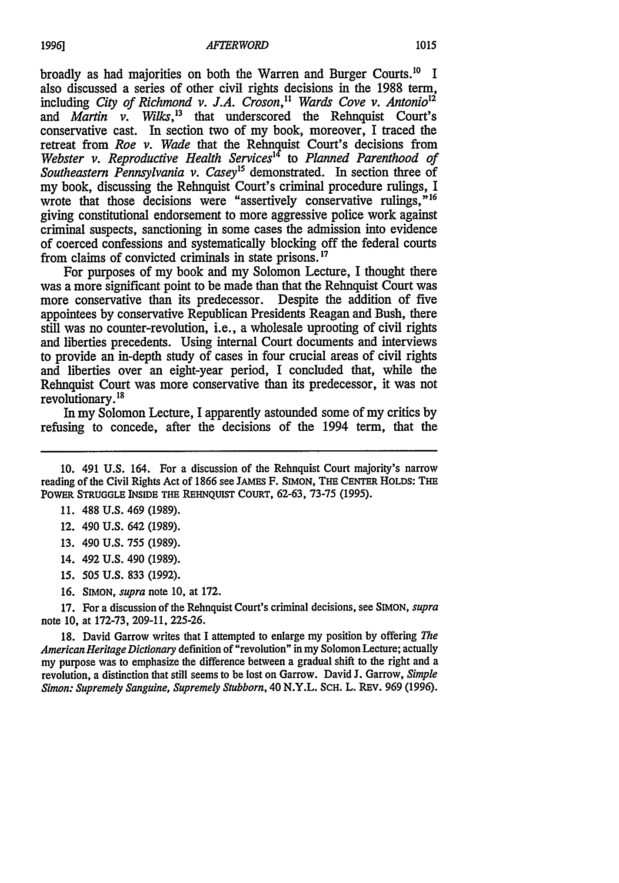broadly as had majorities on both the Warren and Burger Courts.[10] I also discussed a series of other civil rights decisions in the 1988 term, including *City of Richmond v. J.A. Croson*,[11] *Wards Cove v. Antonio*[12] and *Martin v. Wilks*,[13] that underscored the Rehnquist Court's conservative cast. In section two of my book, moreover, I traced the retreat from *Roe v. Wade* that the Rehnquist Court's decisions from *Webster v. Reproductive Health Services*[14] to *Planned Parenthood of Southeastern Pennsylvania v. Casey*[15] demonstrated. In section three of my book, discussing the Rehnquist Court's criminal procedure rulings, I wrote that those decisions were "assertively conservative rulings,"[16] giving constitutional endorsement to more aggressive police work against criminal suspects, sanctioning in some cases the admission into evidence of coerced confessions and systematically blocking off the federal courts from claims of convicted criminals in state prisons.[17]

For purposes of my book and my Solomon Lecture, I thought there was a more significant point to be made than that the Rehnquist Court was more conservative than its predecessor. Despite the addition of five appointees by conservative Republican Presidents Reagan and Bush, there still was no counter-revolution, i.e., a wholesale uprooting of civil rights and liberties precedents. Using internal Court documents and interviews to provide an in-depth study of cases in four crucial areas of civil rights and liberties over an eight-year period, I concluded that, while the Rehnquist Court was more conservative than its predecessor, it was not revolutionary.[18]

In my Solomon Lecture, I apparently astounded some of my critics by refusing to concede, after the decisions of the 1994 term, that the

---

10. 491 U.S. 164. For a discussion of the Rehnquist Court majority's narrow reading of the Civil Rights Act of 1866 see JAMES F. SIMON, THE CENTER HOLDS: THE POWER STRUGGLE INSIDE THE REHNQUIST COURT, 62-63, 73-75 (1995).

11. 488 U.S. 469 (1989).

12. 490 U.S. 642 (1989).

13. 490 U.S. 755 (1989).

14. 492 U.S. 490 (1989).

15. 505 U.S. 833 (1992).

16. SIMON, *supra* note 10, at 172.

17. For a discussion of the Rehnquist Court's criminal decisions, see SIMON, *supra* note 10, at 172-73, 209-11, 225-26.

18. David Garrow writes that I attempted to enlarge my position by offering *The American Heritage Dictionary* definition of "revolution" in my Solomon Lecture; actually my purpose was to emphasize the difference between a gradual shift to the right and a revolution, a distinction that still seems to be lost on Garrow. David J. Garrow, *Simple Simon: Supremely Sanguine, Supremely Stubborn*, 40 N.Y.L. SCH. L. REV. 969 (1996).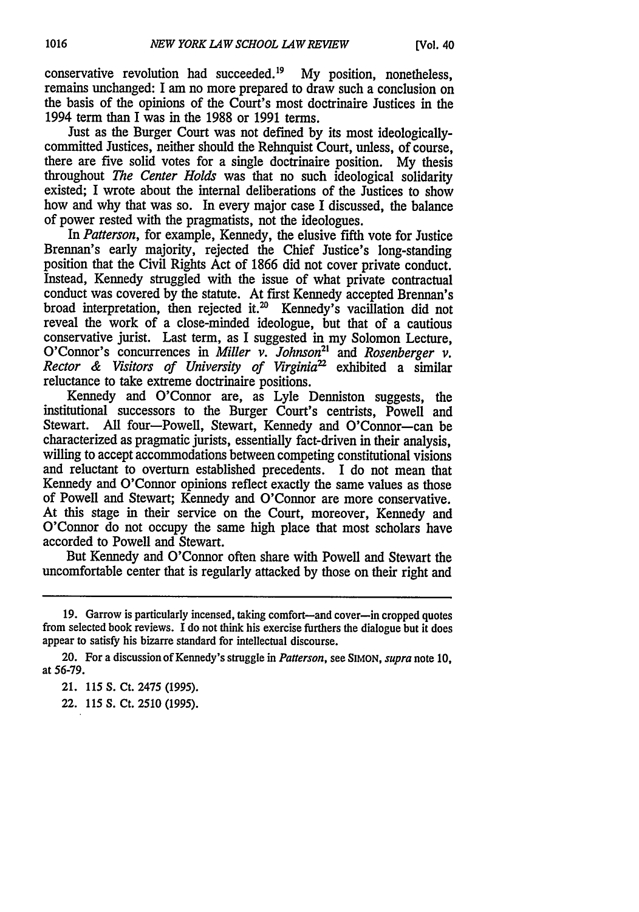conservative revolution had succeeded.[19] My position, nonetheless, remains unchanged: I am no more prepared to draw such a conclusion on the basis of the opinions of the Court's most doctrinaire Justices in the 1994 term than I was in the 1988 or 1991 terms.

Just as the Burger Court was not defined by its most ideologically-committed Justices, neither should the Rehnquist Court, unless, of course, there are five solid votes for a single doctrinaire position. My thesis throughout *The Center Holds* was that no such ideological solidarity existed; I wrote about the internal deliberations of the Justices to show how and why that was so. In every major case I discussed, the balance of power rested with the pragmatists, not the ideologues.

In *Patterson*, for example, Kennedy, the elusive fifth vote for Justice Brennan's early majority, rejected the Chief Justice's long-standing position that the Civil Rights Act of 1866 did not cover private conduct. Instead, Kennedy struggled with the issue of what private contractual conduct was covered by the statute. At first Kennedy accepted Brennan's broad interpretation, then rejected it.[20] Kennedy's vacillation did not reveal the work of a close-minded ideologue, but that of a cautious conservative jurist. Last term, as I suggested in my Solomon Lecture, O'Connor's concurrences in *Miller v. Johnson*[21] and *Rosenberger v. Rector & Visitors of University of Virginia*[22] exhibited a similar reluctance to take extreme doctrinaire positions.

Kennedy and O'Connor are, as Lyle Denniston suggests, the institutional successors to the Burger Court's centrists, Powell and Stewart. All four—Powell, Stewart, Kennedy and O'Connor—can be characterized as pragmatic jurists, essentially fact-driven in their analysis, willing to accept accommodations between competing constitutional visions and reluctant to overturn established precedents. I do not mean that Kennedy and O'Connor opinions reflect exactly the same values as those of Powell and Stewart; Kennedy and O'Connor are more conservative. At this stage in their service on the Court, moreover, Kennedy and O'Connor do not occupy the same high place that most scholars have accorded to Powell and Stewart.

But Kennedy and O'Connor often share with Powell and Stewart the uncomfortable center that is regularly attacked by those on their right and

---

19. Garrow is particularly incensed, taking comfort—and cover—in cropped quotes from selected book reviews. I do not think his exercise furthers the dialogue but it does appear to satisfy his bizarre standard for intellectual discourse.

20. For a discussion of Kennedy's struggle in *Patterson*, see SIMON, *supra* note 10, at 56-79.

21. 115 S. Ct. 2475 (1995).

22. 115 S. Ct. 2510 (1995).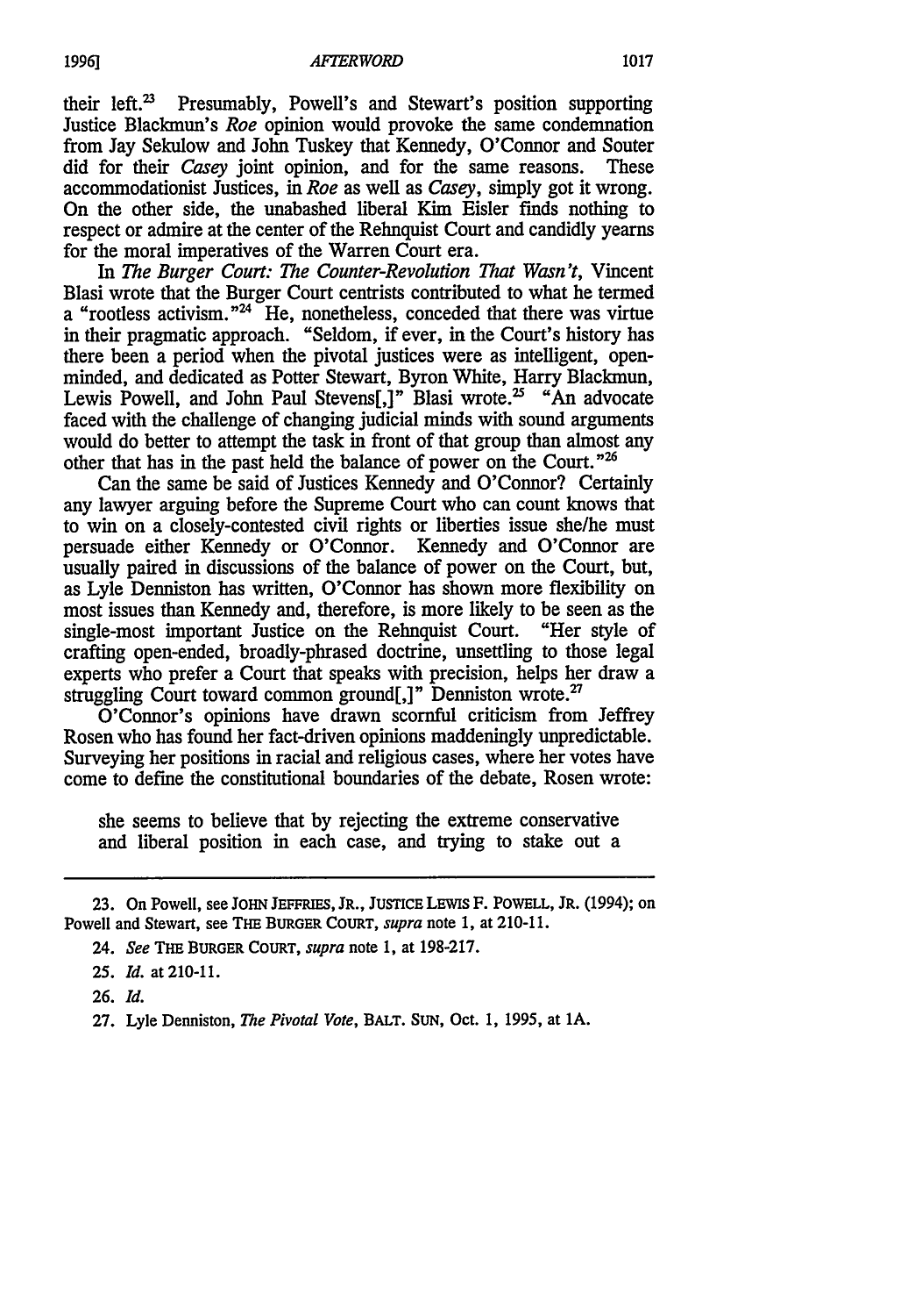their left.[23] Presumably, Powell's and Stewart's position supporting Justice Blackmun's *Roe* opinion would provoke the same condemnation from Jay Sekulow and John Tuskey that Kennedy, O'Connor and Souter did for their *Casey* joint opinion, and for the same reasons. These accommodationist Justices, in *Roe* as well as *Casey*, simply got it wrong. On the other side, the unabashed liberal Kim Eisler finds nothing to respect or admire at the center of the Rehnquist Court and candidly yearns for the moral imperatives of the Warren Court era.

In *The Burger Court: The Counter-Revolution That Wasn't*, Vincent Blasi wrote that the Burger Court centrists contributed to what he termed a "rootless activism."[24] He, nonetheless, conceded that there was virtue in their pragmatic approach. "Seldom, if ever, in the Court's history has there been a period when the pivotal justices were as intelligent, open-minded, and dedicated as Potter Stewart, Byron White, Harry Blackmun, Lewis Powell, and John Paul Stevens[,]" Blasi wrote.[25] "An advocate faced with the challenge of changing judicial minds with sound arguments would do better to attempt the task in front of that group than almost any other that has in the past held the balance of power on the Court."[26]

Can the same be said of Justices Kennedy and O'Connor? Certainly any lawyer arguing before the Supreme Court who can count knows that to win on a closely-contested civil rights or liberties issue she/he must persuade either Kennedy or O'Connor. Kennedy and O'Connor are usually paired in discussions of the balance of power on the Court, but, as Lyle Denniston has written, O'Connor has shown more flexibility on most issues than Kennedy and, therefore, is more likely to be seen as the single-most important Justice on the Rehnquist Court. "Her style of crafting open-ended, broadly-phrased doctrine, unsettling to those legal experts who prefer a Court that speaks with precision, helps her draw a struggling Court toward common ground[,]" Denniston wrote.[27]

O'Connor's opinions have drawn scornful criticism from Jeffrey Rosen who has found her fact-driven opinions maddeningly unpredictable. Surveying her positions in racial and religious cases, where her votes have come to define the constitutional boundaries of the debate, Rosen wrote:

> she seems to believe that by rejecting the extreme conservative and liberal position in each case, and trying to stake out a

---

23. On Powell, see JOHN JEFFRIES, JR., JUSTICE LEWIS F. POWELL, JR. (1994); on Powell and Stewart, see THE BURGER COURT, *supra* note 1, at 210-11.

24. *See* THE BURGER COURT, *supra* note 1, at 198-217.

25. *Id.* at 210-11.

26. *Id.*

27. Lyle Denniston, *The Pivotal Vote*, BALT. SUN, Oct. 1, 1995, at 1A.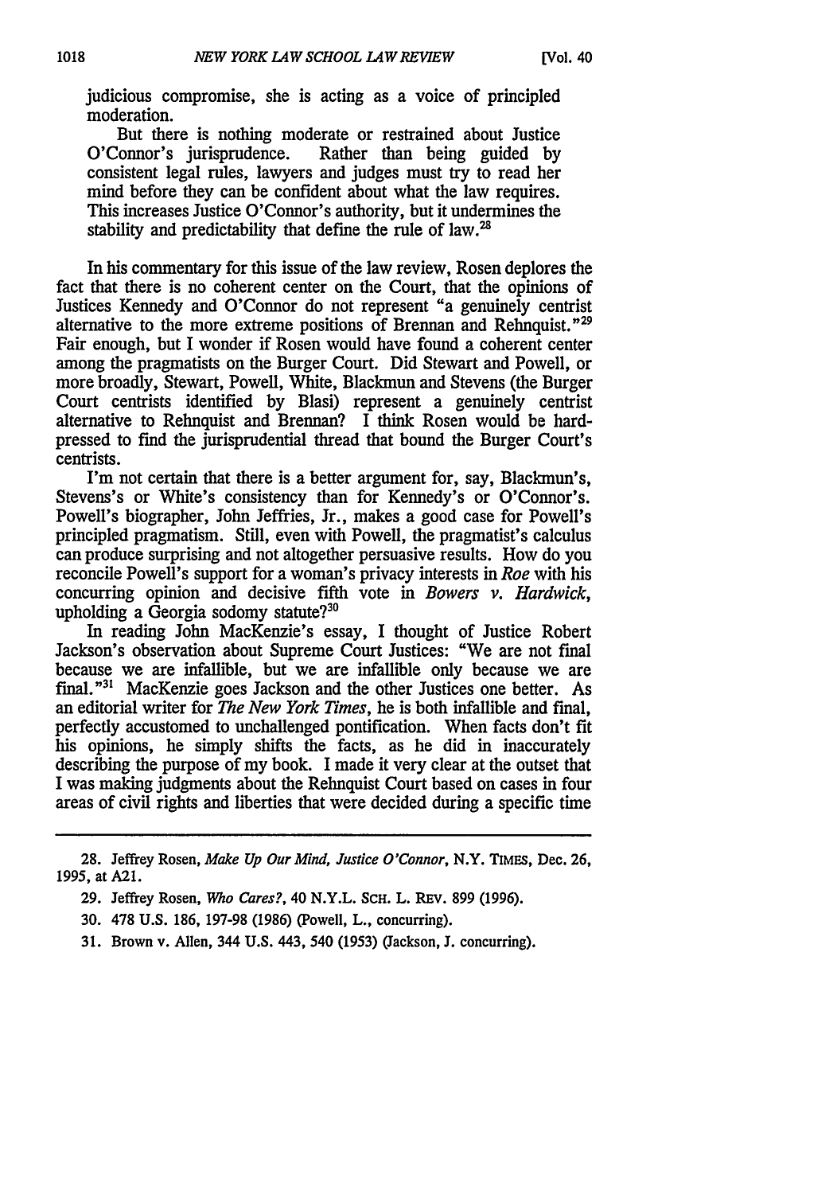judicious compromise, she is acting as a voice of principled moderation.

But there is nothing moderate or restrained about Justice O'Connor's jurisprudence. Rather than being guided by consistent legal rules, lawyers and judges must try to read her mind before they can be confident about what the law requires. This increases Justice O'Connor's authority, but it undermines the stability and predictability that define the rule of law.[28]

In his commentary for this issue of the law review, Rosen deplores the fact that there is no coherent center on the Court, that the opinions of Justices Kennedy and O'Connor do not represent "a genuinely centrist alternative to the more extreme positions of Brennan and Rehnquist."[29] Fair enough, but I wonder if Rosen would have found a coherent center among the pragmatists on the Burger Court. Did Stewart and Powell, or more broadly, Stewart, Powell, White, Blackmun and Stevens (the Burger Court centrists identified by Blasi) represent a genuinely centrist alternative to Rehnquist and Brennan? I think Rosen would be hard-pressed to find the jurisprudential thread that bound the Burger Court's centrists.

I'm not certain that there is a better argument for, say, Blackmun's, Stevens's or White's consistency than for Kennedy's or O'Connor's. Powell's biographer, John Jeffries, Jr., makes a good case for Powell's principled pragmatism. Still, even with Powell, the pragmatist's calculus can produce surprising and not altogether persuasive results. How do you reconcile Powell's support for a woman's privacy interests in *Roe* with his concurring opinion and decisive fifth vote in *Bowers v. Hardwick*, upholding a Georgia sodomy statute?[30]

In reading John MacKenzie's essay, I thought of Justice Robert Jackson's observation about Supreme Court Justices: "We are not final because we are infallible, but we are infallible only because we are final."[31] MacKenzie goes Jackson and the other Justices one better. As an editorial writer for *The New York Times*, he is both infallible and final, perfectly accustomed to unchallenged pontification. When facts don't fit his opinions, he simply shifts the facts, as he did in inaccurately describing the purpose of my book. I made it very clear at the outset that I was making judgments about the Rehnquist Court based on cases in four areas of civil rights and liberties that were decided during a specific time

---

28. Jeffrey Rosen, *Make Up Our Mind, Justice O'Connor*, N.Y. TIMES, Dec. 26, 1995, at A21.

29. Jeffrey Rosen, *Who Cares?*, 40 N.Y.L. SCH. L. REV. 899 (1996).

30. 478 U.S. 186, 197-98 (1986) (Powell, L., concurring).

31. Brown v. Allen, 344 U.S. 443, 540 (1953) (Jackson, J. concurring).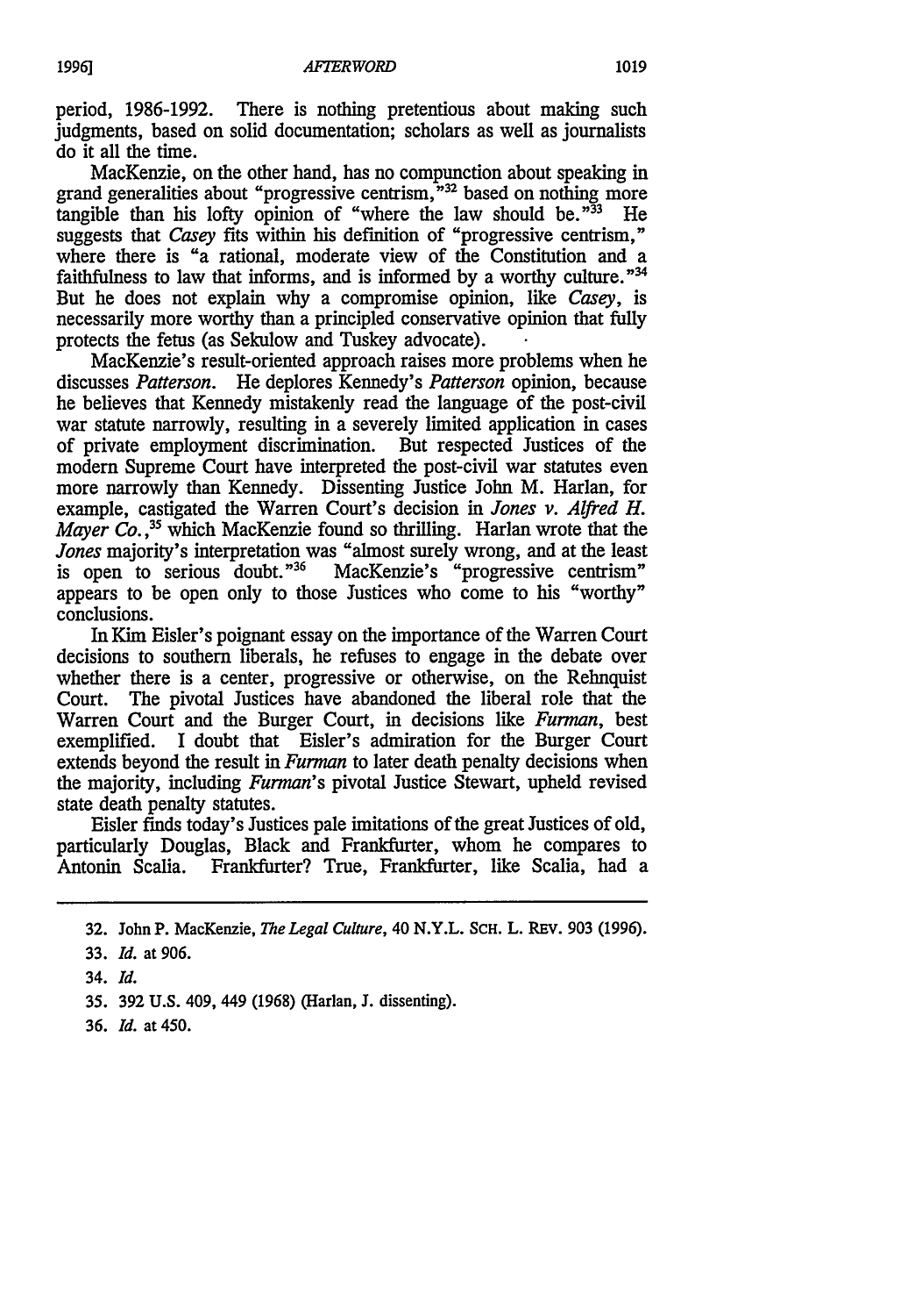period, 1986-1992. There is nothing pretentious about making such judgments, based on solid documentation; scholars as well as journalists do it all the time.

MacKenzie, on the other hand, has no compunction about speaking in grand generalities about "progressive centrism,"[32] based on nothing more tangible than his lofty opinion of "where the law should be."[33] He suggests that *Casey* fits within his definition of "progressive centrism," where there is "a rational, moderate view of the Constitution and a faithfulness to law that informs, and is informed by a worthy culture."[34] But he does not explain why a compromise opinion, like *Casey*, is necessarily more worthy than a principled conservative opinion that fully protects the fetus (as Sekulow and Tuskey advocate).

MacKenzie's result-oriented approach raises more problems when he discusses *Patterson*. He deplores Kennedy's *Patterson* opinion, because he believes that Kennedy mistakenly read the language of the post-civil war statute narrowly, resulting in a severely limited application in cases of private employment discrimination. But respected Justices of the modern Supreme Court have interpreted the post-civil war statutes even more narrowly than Kennedy. Dissenting Justice John M. Harlan, for example, castigated the Warren Court's decision in *Jones v. Alfred H. Mayer Co.*,[35] which MacKenzie found so thrilling. Harlan wrote that the *Jones* majority's interpretation was "almost surely wrong, and at the least is open to serious doubt."[36] MacKenzie's "progressive centrism" appears to be open only to those Justices who come to his "worthy" conclusions.

In Kim Eisler's poignant essay on the importance of the Warren Court decisions to southern liberals, he refuses to engage in the debate over whether there is a center, progressive or otherwise, on the Rehnquist Court. The pivotal Justices have abandoned the liberal role that the Warren Court and the Burger Court, in decisions like *Furman*, best exemplified. I doubt that Eisler's admiration for the Burger Court extends beyond the result in *Furman* to later death penalty decisions when the majority, including *Furman*'s pivotal Justice Stewart, upheld revised state death penalty statutes.

Eisler finds today's Justices pale imitations of the great Justices of old, particularly Douglas, Black and Frankfurter, whom he compares to Antonin Scalia. Frankfurter? True, Frankfurter, like Scalia, had a

---

32. John P. MacKenzie, *The Legal Culture*, 40 N.Y.L. SCH. L. REV. 903 (1996).

33. *Id.* at 906.

34. *Id.*

35. 392 U.S. 409, 449 (1968) (Harlan, J. dissenting).

36. *Id.* at 450.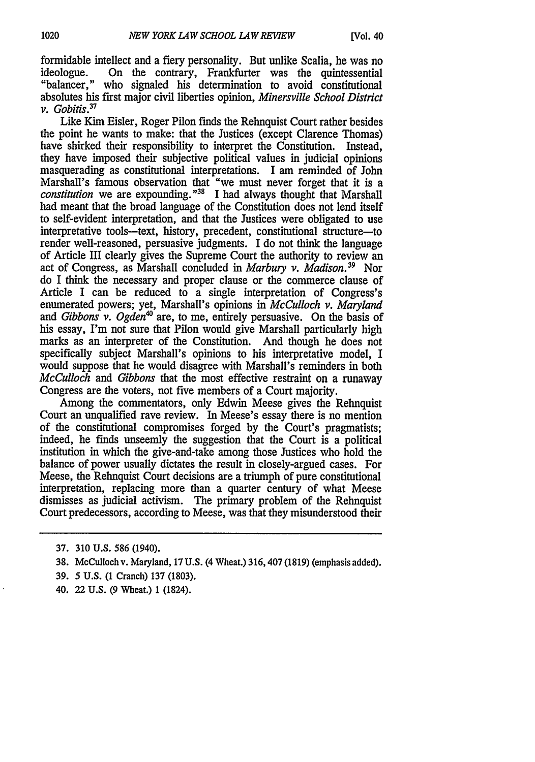formidable intellect and a fiery personality. But unlike Scalia, he was no ideologue. On the contrary, Frankfurter was the quintessential "balancer," who signaled his determination to avoid constitutional absolutes his first major civil liberties opinion, *Minersville School District v. Gobitis*.[37]

Like Kim Eisler, Roger Pilon finds the Rehnquist Court rather besides the point he wants to make: that the Justices (except Clarence Thomas) have shirked their responsibility to interpret the Constitution. Instead, they have imposed their subjective political values in judicial opinions masquerading as constitutional interpretations. I am reminded of John Marshall's famous observation that "we must never forget that it is a *constitution* we are expounding."[38] I had always thought that Marshall had meant that the broad language of the Constitution does not lend itself to self-evident interpretation, and that the Justices were obligated to use interpretative tools—text, history, precedent, constitutional structure—to render well-reasoned, persuasive judgments. I do not think the language of Article III clearly gives the Supreme Court the authority to review an act of Congress, as Marshall concluded in *Marbury v. Madison*.[39] Nor do I think the necessary and proper clause or the commerce clause of Article I can be reduced to a single interpretation of Congress's enumerated powers; yet, Marshall's opinions in *McCulloch v. Maryland* and *Gibbons v. Ogden*[40] are, to me, entirely persuasive. On the basis of his essay, I'm not sure that Pilon would give Marshall particularly high marks as an interpreter of the Constitution. And though he does not specifically subject Marshall's opinions to his interpretative model, I would suppose that he would disagree with Marshall's reminders in both *McCulloch* and *Gibbons* that the most effective restraint on a runaway Congress are the voters, not five members of a Court majority.

Among the commentators, only Edwin Meese gives the Rehnquist Court an unqualified rave review. In Meese's essay there is no mention of the constitutional compromises forged by the Court's pragmatists; indeed, he finds unseemly the suggestion that the Court is a political institution in which the give-and-take among those Justices who hold the balance of power usually dictates the result in closely-argued cases. For Meese, the Rehnquist Court decisions are a triumph of pure constitutional interpretation, replacing more than a quarter century of what Meese dismisses as judicial activism. The primary problem of the Rehnquist Court predecessors, according to Meese, was that they misunderstood their

---

37. 310 U.S. 586 (1940).

38. McCulloch v. Maryland, 17 U.S. (4 Wheat.) 316, 407 (1819) (emphasis added).

39. 5 U.S. (1 Cranch) 137 (1803).

40. 22 U.S. (9 Wheat.) 1 (1824).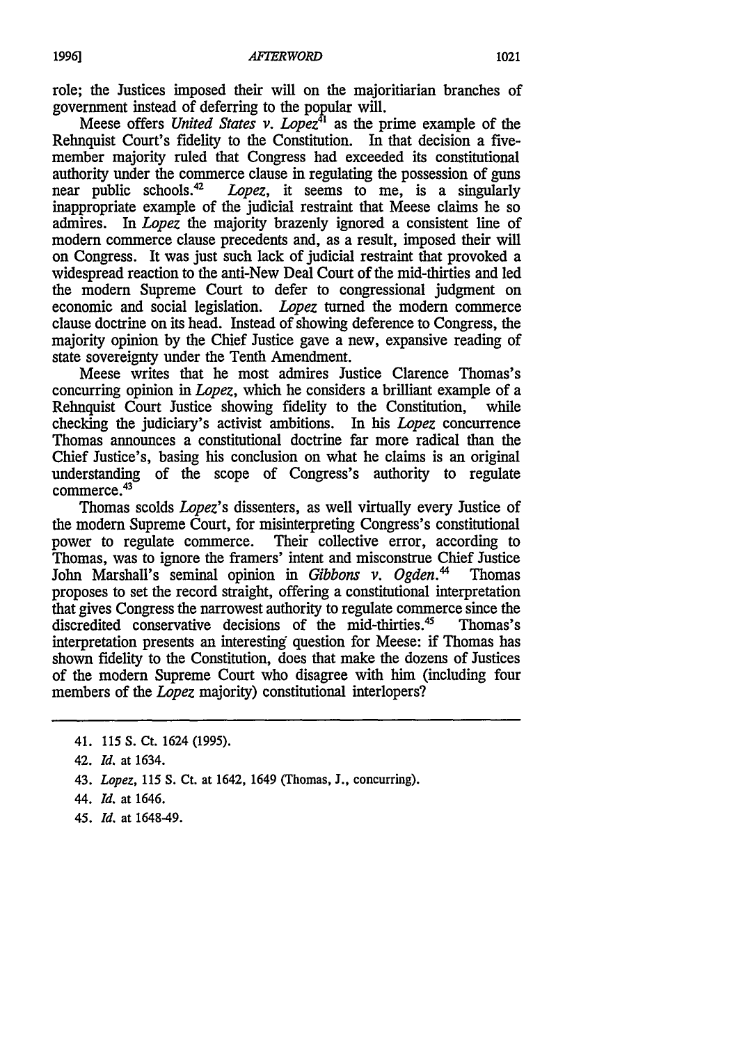role; the Justices imposed their will on the majoritarian branches of government instead of deferring to the popular will.

Meese offers *United States v. Lopez*[41] as the prime example of the Rehnquist Court's fidelity to the Constitution. In that decision a five-member majority ruled that Congress had exceeded its constitutional authority under the commerce clause in regulating the possession of guns near public schools.[42] *Lopez*, it seems to me, is a singularly inappropriate example of the judicial restraint that Meese claims he so admires. In *Lopez* the majority brazenly ignored a consistent line of modern commerce clause precedents and, as a result, imposed their will on Congress. It was just such lack of judicial restraint that provoked a widespread reaction to the anti-New Deal Court of the mid-thirties and led the modern Supreme Court to defer to congressional judgment on economic and social legislation. *Lopez* turned the modern commerce clause doctrine on its head. Instead of showing deference to Congress, the majority opinion by the Chief Justice gave a new, expansive reading of state sovereignty under the Tenth Amendment.

Meese writes that he most admires Justice Clarence Thomas's concurring opinion in *Lopez*, which he considers a brilliant example of a Rehnquist Court Justice showing fidelity to the Constitution, while checking the judiciary's activist ambitions. In his *Lopez* concurrence Thomas announces a constitutional doctrine far more radical than the Chief Justice's, basing his conclusion on what he claims is an original understanding of the scope of Congress's authority to regulate commerce.[43]

Thomas scolds *Lopez*'s dissenters, as well virtually every Justice of the modern Supreme Court, for misinterpreting Congress's constitutional power to regulate commerce. Their collective error, according to Thomas, was to ignore the framers' intent and misconstrue Chief Justice John Marshall's seminal opinion in *Gibbons v. Ogden*.[44] Thomas proposes to set the record straight, offering a constitutional interpretation that gives Congress the narrowest authority to regulate commerce since the discredited conservative decisions of the mid-thirties.[45] Thomas's interpretation presents an interesting question for Meese: if Thomas has shown fidelity to the Constitution, does that make the dozens of Justices of the modern Supreme Court who disagree with him (including four members of the *Lopez* majority) constitutional interlopers?

---

41. 115 S. Ct. 1624 (1995).

42. *Id.* at 1634.

43. *Lopez*, 115 S. Ct. at 1642, 1649 (Thomas, J., concurring).

44. *Id.* at 1646.

45. *Id.* at 1648-49.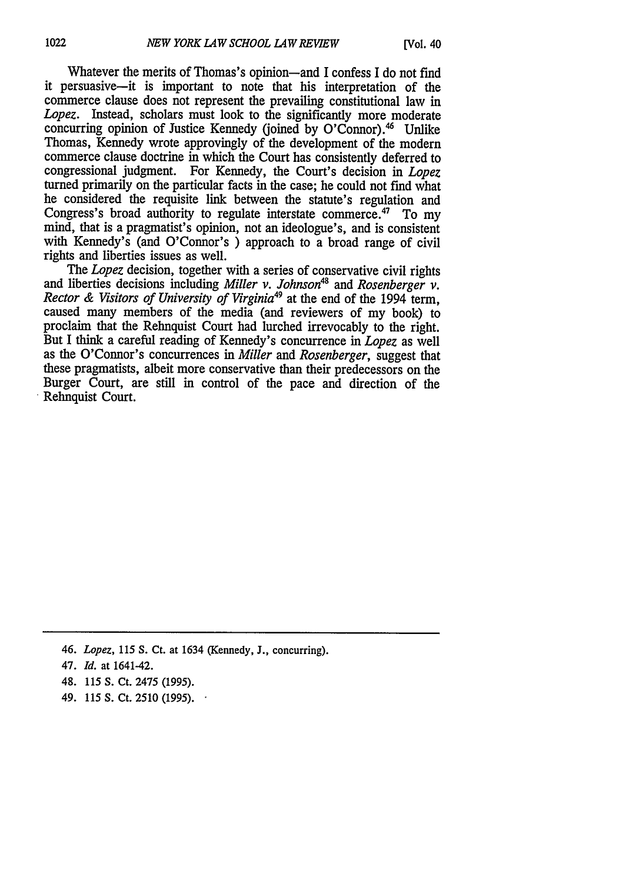Whatever the merits of Thomas's opinion—and I confess I do not find it persuasive—it is important to note that his interpretation of the commerce clause does not represent the prevailing constitutional law in *Lopez*. Instead, scholars must look to the significantly more moderate concurring opinion of Justice Kennedy (joined by O'Connor).[46] Unlike Thomas, Kennedy wrote approvingly of the development of the modern commerce clause doctrine in which the Court has consistently deferred to congressional judgment. For Kennedy, the Court's decision in *Lopez* turned primarily on the particular facts in the case; he could not find what he considered the requisite link between the statute's regulation and Congress's broad authority to regulate interstate commerce.[47] To my mind, that is a pragmatist's opinion, not an ideologue's, and is consistent with Kennedy's (and O'Connor's ) approach to a broad range of civil rights and liberties issues as well.

The *Lopez* decision, together with a series of conservative civil rights and liberties decisions including *Miller v. Johnson*[48] and *Rosenberger v. Rector & Visitors of University of Virginia*[49] at the end of the 1994 term, caused many members of the media (and reviewers of my book) to proclaim that the Rehnquist Court had lurched irrevocably to the right. But I think a careful reading of Kennedy's concurrence in *Lopez* as well as the O'Connor's concurrences in *Miller* and *Rosenberger*, suggest that these pragmatists, albeit more conservative than their predecessors on the Burger Court, are still in control of the pace and direction of the Rehnquist Court.

---

46. *Lopez*, 115 S. Ct. at 1634 (Kennedy, J., concurring).

47. *Id.* at 1641-42.

48. 115 S. Ct. 2475 (1995).

49. 115 S. Ct. 2510 (1995).